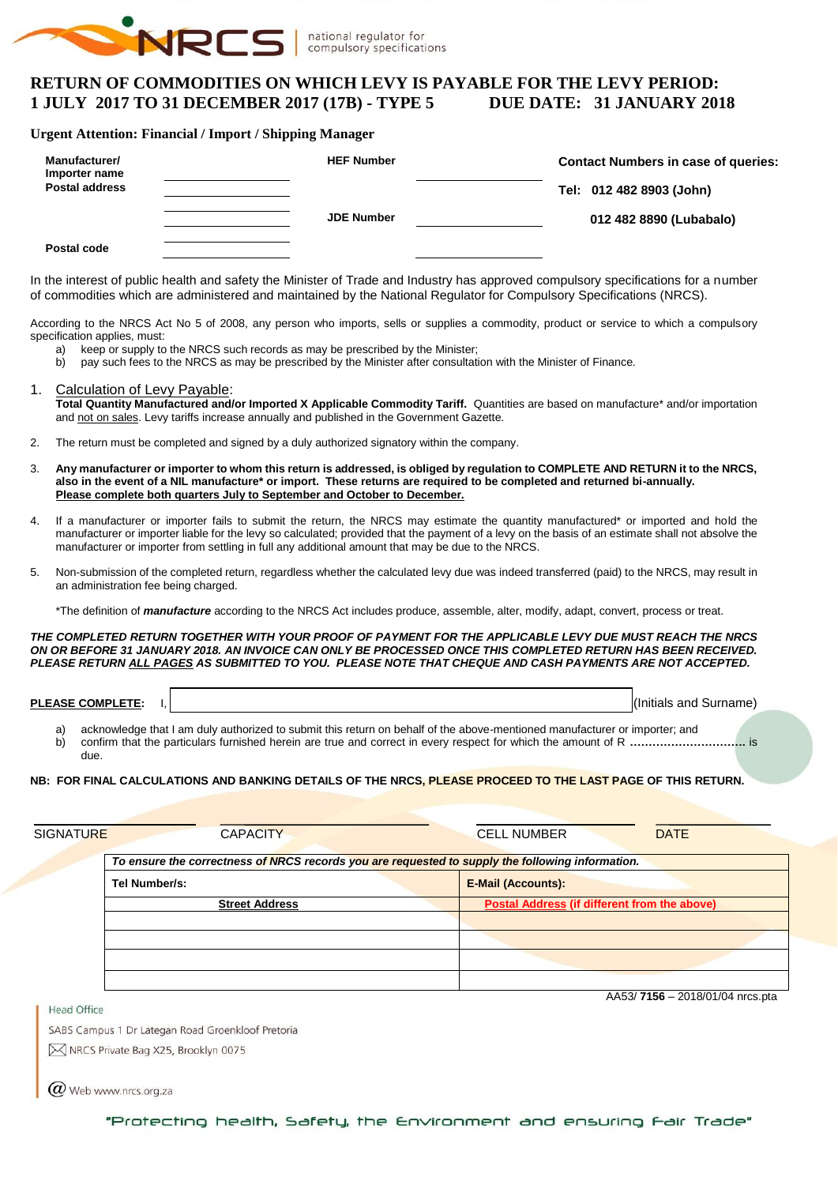national regulator for compulsory specifications

# RETURN OF COMMODITIES ON WHICH LEVY IS PAYABLE FOR THE LEVY PERIOD: 1 JULY 2017 TO 31 DECEMBER 2017 (17B) - TYPE 5 DUE DATE: 31 JANUARY 2018

**Urgent Attention: Financial / Import / Shipping Manager**

| | | | | |
|---|---|---|---|---|
| **Manufacturer/ Importer name** | | **HEF Number** | | **Contact Numbers in case of queries:** |
| **Postal address** | | | | **Tel: 012 482 8903 (John)** |
| | | **JDE Number** | | **012 482 8890 (Lubabalo)** |
| **Postal code** | | | | |

In the interest of public health and safety the Minister of Trade and Industry has approved compulsory specifications for a number of commodities which are administered and maintained by the National Regulator for Compulsory Specifications (NRCS).

According to the NRCS Act No 5 of 2008, any person who imports, sells or supplies a commodity, product or service to which a compulsory specification applies, must:

a) keep or supply to the NRCS such records as may be prescribed by the Minister;
b) pay such fees to the NRCS as may be prescribed by the Minister after consultation with the Minister of Finance.

1. Calculation of Levy Payable:
   **Total Quantity Manufactured and/or Imported X Applicable Commodity Tariff.** Quantities are based on manufacture* and/or importation and not on sales. Levy tariffs increase annually and published in the Government Gazette.

2. The return must be completed and signed by a duly authorized signatory within the company.

3. **Any manufacturer or importer to whom this return is addressed, is obliged by regulation to COMPLETE AND RETURN it to the NRCS, also in the event of a NIL manufacture* or import. These returns are required to be completed and returned bi-annually. Please complete both quarters July to September and October to December.**

4. If a manufacturer or importer fails to submit the return, the NRCS may estimate the quantity manufactured* or imported and hold the manufacturer or importer liable for the levy so calculated; provided that the payment of a levy on the basis of an estimate shall not absolve the manufacturer or importer from settling in full any additional amount that may be due to the NRCS.

5. Non-submission of the completed return, regardless whether the calculated levy due was indeed transferred (paid) to the NRCS, may result in an administration fee being charged.

   *The definition of ***manufacture*** according to the NRCS Act includes produce, assemble, alter, modify, adapt, convert, process or treat.

***THE COMPLETED RETURN TOGETHER WITH YOUR PROOF OF PAYMENT FOR THE APPLICABLE LEVY DUE MUST REACH THE NRCS ON OR BEFORE 31 JANUARY 2018. AN INVOICE CAN ONLY BE PROCESSED ONCE THIS COMPLETED RETURN HAS BEEN RECEIVED. PLEASE RETURN ALL PAGES AS SUBMITTED TO YOU. PLEASE NOTE THAT CHEQUE AND CASH PAYMENTS ARE NOT ACCEPTED.***

**PLEASE COMPLETE:** I, ______________________ (Initials and Surname)

a) acknowledge that I am duly authorized to submit this return on behalf of the above-mentioned manufacturer or importer; and
b) confirm that the particulars furnished herein are true and correct in every respect for which the amount of R **..............................** is due.

**NB: FOR FINAL CALCULATIONS AND BANKING DETAILS OF THE NRCS, PLEASE PROCEED TO THE LAST PAGE OF THIS RETURN.**

| SIGNATURE | CAPACITY | CELL NUMBER | DATE |
|---|---|---|---|

| *To ensure the correctness of NRCS records you are requested to supply the following information.* | |
|---|---|
| **Tel Number/s:** | **E-Mail (Accounts):** |
| **Street Address** | **Postal Address (if different from the above)** |
| | |
| | |
| | |
| | |

AA53/ **7156** – 2018/01/04 nrcs.pta

Head Office
SABS Campus 1 Dr Lategan Road Groenkloof Pretoria
NRCS Private Bag X25, Brooklyn 0075
Web www.nrcs.org.za

"Protecting health, Safety, the Environment and ensuring Fair Trade"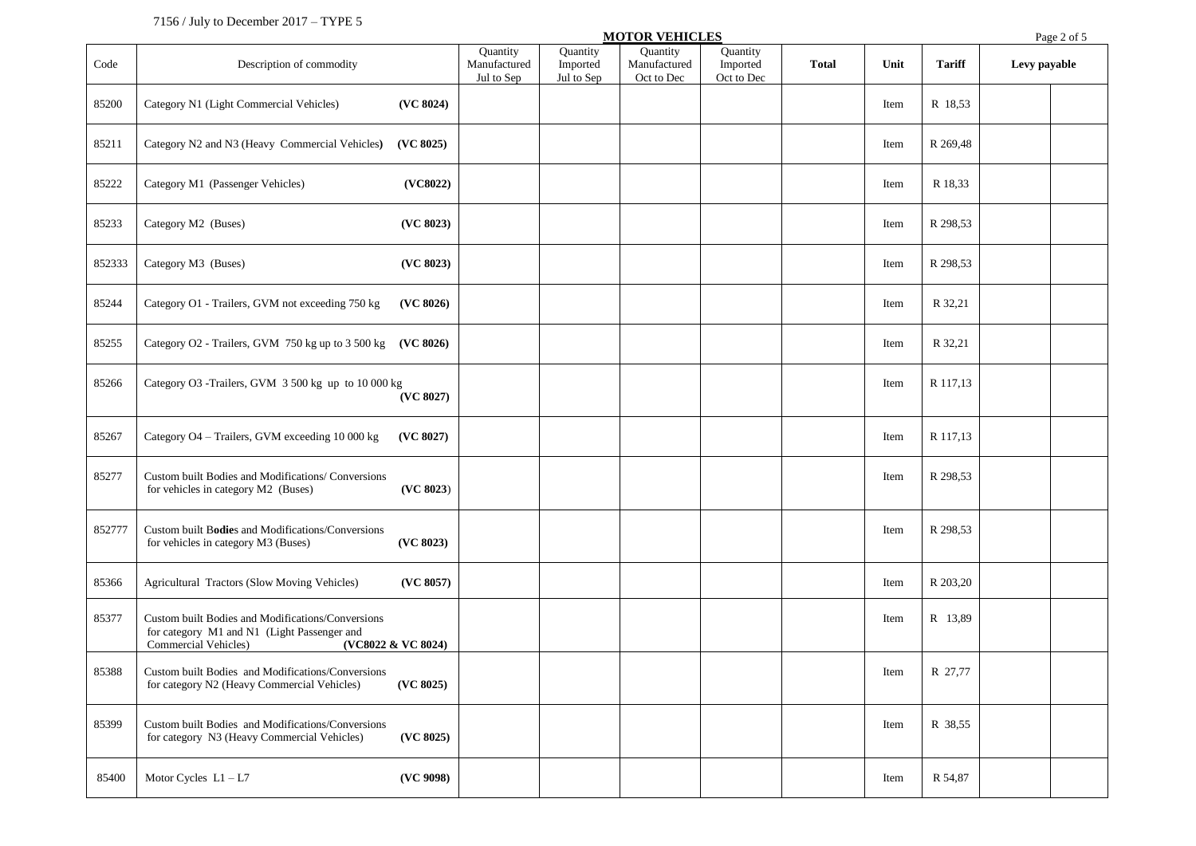7156 / July to December 2017 – TYPE 5

## MOTOR VEHICLES

| Code | Description of commodity | Quantity Manufactured Jul to Sep | Quantity Imported Jul to Sep | Quantity Manufactured Oct to Dec | Quantity Imported Oct to Dec | Total | Unit | Tariff | Levy payable | |
|---|---|---|---|---|---|---|---|---|---|---|
| 85200 | Category N1 (Light Commercial Vehicles) **(VC 8024)** | | | | | | Item | R 18,53 | | |
| 85211 | Category N2 and N3 (Heavy Commercial Vehicles) **(VC 8025)** | | | | | | Item | R 269,48 | | |
| 85222 | Category M1 (Passenger Vehicles) **(VC8022)** | | | | | | Item | R 18,33 | | |
| 85233 | Category M2 (Buses) **(VC 8023)** | | | | | | Item | R 298,53 | | |
| 852333 | Category M3 (Buses) **(VC 8023)** | | | | | | Item | R 298,53 | | |
| 85244 | Category O1 - Trailers, GVM not exceeding 750 kg **(VC 8026)** | | | | | | Item | R 32,21 | | |
| 85255 | Category O2 - Trailers, GVM 750 kg up to 3 500 kg **(VC 8026)** | | | | | | Item | R 32,21 | | |
| 85266 | Category O3 -Trailers, GVM 3 500 kg up to 10 000 kg **(VC 8027)** | | | | | | Item | R 117,13 | | |
| 85267 | Category O4 – Trailers, GVM exceeding 10 000 kg **(VC 8027)** | | | | | | Item | R 117,13 | | |
| 85277 | Custom built Bodies and Modifications/ Conversions for vehicles in category M2 (Buses) **(VC 8023)** | | | | | | Item | R 298,53 | | |
| 852777 | Custom built Bodies and Modifications/Conversions for vehicles in category M3 (Buses) **(VC 8023)** | | | | | | Item | R 298,53 | | |
| 85366 | Agricultural Tractors (Slow Moving Vehicles) **(VC 8057)** | | | | | | Item | R 203,20 | | |
| 85377 | Custom built Bodies and Modifications/Conversions for category M1 and N1 (Light Passenger and Commercial Vehicles) **(VC8022 & VC 8024)** | | | | | | Item | R 13,89 | | |
| 85388 | Custom built Bodies and Modifications/Conversions for category N2 (Heavy Commercial Vehicles) **(VC 8025)** | | | | | | Item | R 27,77 | | |
| 85399 | Custom built Bodies and Modifications/Conversions for category N3 (Heavy Commercial Vehicles) **(VC 8025)** | | | | | | Item | R 38,55 | | |
| 85400 | Motor Cycles L1 – L7 **(VC 9098)** | | | | | | Item | R 54,87 | | |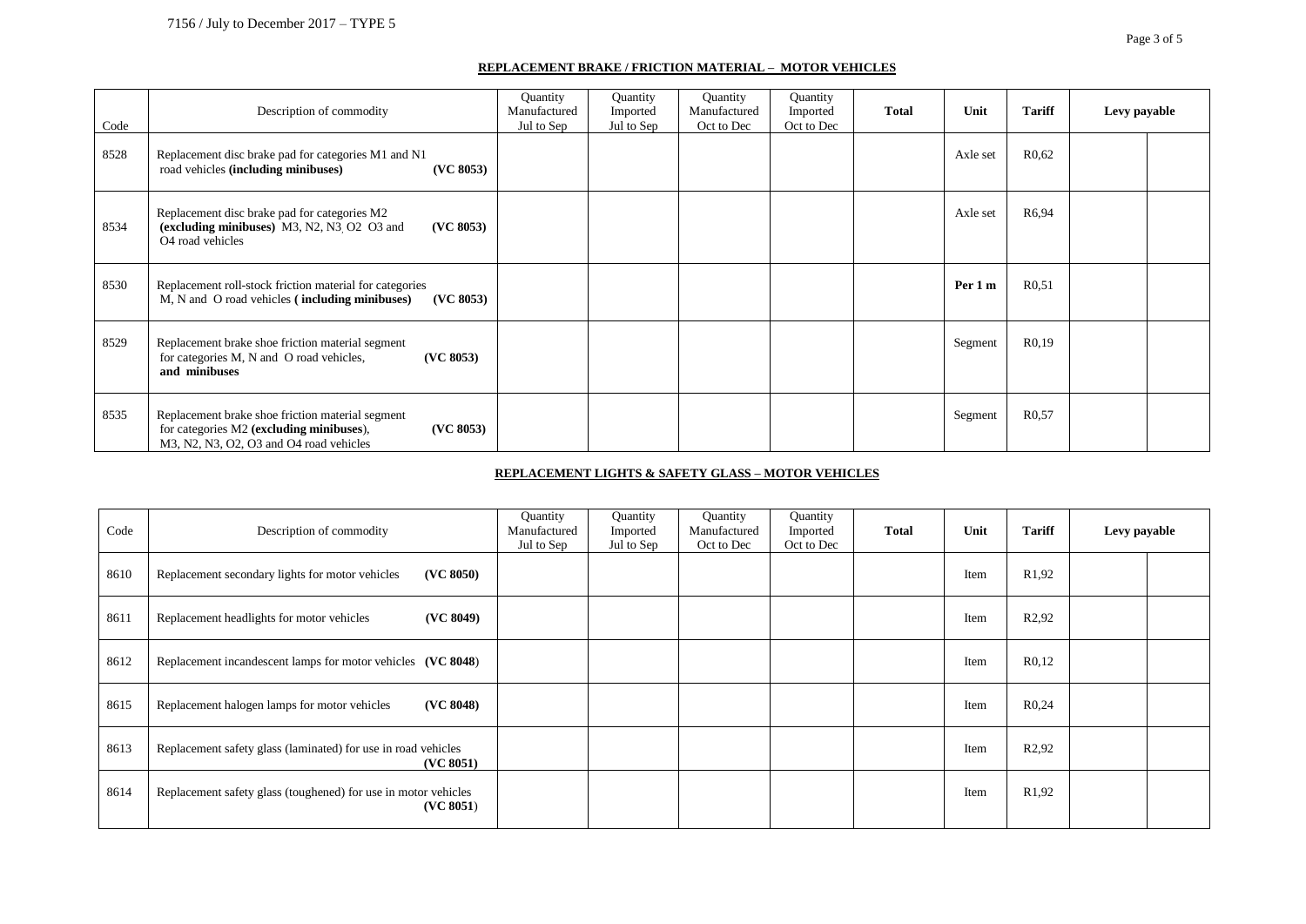## REPLACEMENT BRAKE / FRICTION MATERIAL – MOTOR VEHICLES

| Code | Description of commodity | Quantity Manufactured Jul to Sep | Quantity Imported Jul to Sep | Quantity Manufactured Oct to Dec | Quantity Imported Oct to Dec | Total | Unit | Tariff | Levy payable | |
|---|---|---|---|---|---|---|---|---|---|---|
| 8528 | Replacement disc brake pad for categories M1 and N1 road vehicles **(including minibuses)** **(VC 8053)** | | | | | | Axle set | R0,62 | | |
| 8534 | Replacement disc brake pad for categories M2 **(excluding minibuses)** M3, N2, N3, O2 O3 and O4 road vehicles **(VC 8053)** | | | | | | Axle set | R6,94 | | |
| 8530 | Replacement roll-stock friction material for categories M, N and O road vehicles **( including minibuses)** **(VC 8053)** | | | | | | **Per 1 m** | R0,51 | | |
| 8529 | Replacement brake shoe friction material segment for categories M, N and O road vehicles, **and minibuses** **(VC 8053)** | | | | | | Segment | R0,19 | | |
| 8535 | Replacement brake shoe friction material segment for categories M2 **(excluding minibuses)**, M3, N2, N3, O2, O3 and O4 road vehicles **(VC 8053)** | | | | | | Segment | R0,57 | | |

## REPLACEMENT LIGHTS & SAFETY GLASS – MOTOR VEHICLES

| Code | Description of commodity | Quantity Manufactured Jul to Sep | Quantity Imported Jul to Sep | Quantity Manufactured Oct to Dec | Quantity Imported Oct to Dec | Total | Unit | Tariff | Levy payable | |
|---|---|---|---|---|---|---|---|---|---|---|
| 8610 | Replacement secondary lights for motor vehicles **(VC 8050)** | | | | | | Item | R1,92 | | |
| 8611 | Replacement headlights for motor vehicles **(VC 8049)** | | | | | | Item | R2,92 | | |
| 8612 | Replacement incandescent lamps for motor vehicles **(VC 8048**) | | | | | | Item | R0,12 | | |
| 8615 | Replacement halogen lamps for motor vehicles **(VC 8048)** | | | | | | Item | R0,24 | | |
| 8613 | Replacement safety glass (laminated) for use in road vehicles **(VC 8051)** | | | | | | Item | R2,92 | | |
| 8614 | Replacement safety glass (toughened) for use in motor vehicles **(VC 8051**) | | | | | | Item | R1,92 | | |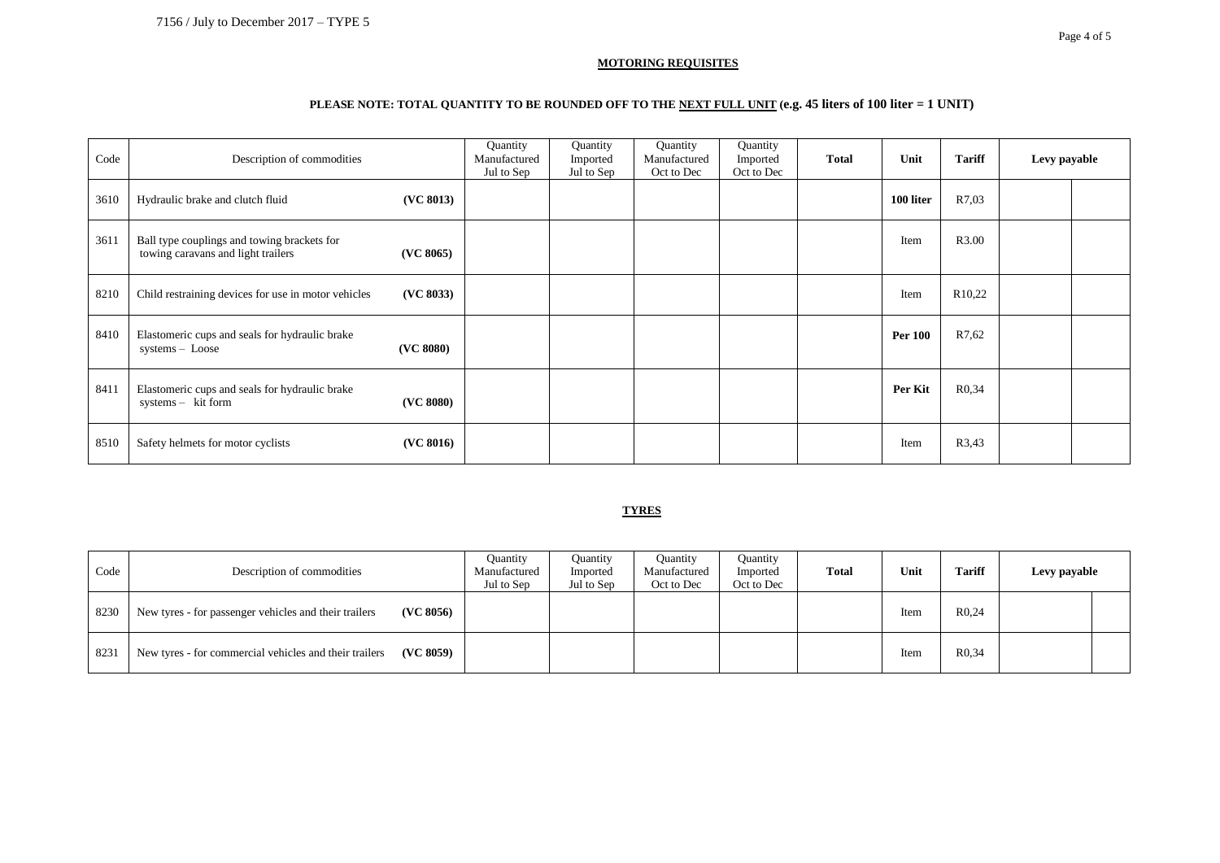## MOTORING REQUISITES

**PLEASE NOTE: TOTAL QUANTITY TO BE ROUNDED OFF TO THE NEXT FULL UNIT (e.g. 45 liters of 100 liter = 1 UNIT)**

| Code | Description of commodities | | Quantity Manufactured Jul to Sep | Quantity Imported Jul to Sep | Quantity Manufactured Oct to Dec | Quantity Imported Oct to Dec | **Total** | **Unit** | **Tariff** | **Levy payable** | |
|---|---|---|---|---|---|---|---|---|---|---|---|
| 3610 | Hydraulic brake and clutch fluid | **(VC 8013)** | | | | | | **100 liter** | R7,03 | | |
| 3611 | Ball type couplings and towing brackets for towing caravans and light trailers | **(VC 8065)** | | | | | | Item | R3.00 | | |
| 8210 | Child restraining devices for use in motor vehicles | **(VC 8033)** | | | | | | Item | R10,22 | | |
| 8410 | Elastomeric cups and seals for hydraulic brake systems – Loose | **(VC 8080)** | | | | | | **Per 100** | R7,62 | | |
| 8411 | Elastomeric cups and seals for hydraulic brake systems – kit form | **(VC 8080)** | | | | | | **Per Kit** | R0,34 | | |
| 8510 | Safety helmets for motor cyclists | **(VC 8016)** | | | | | | Item | R3,43 | | |

## TYRES

| Code | Description of commodities | | Quantity Manufactured Jul to Sep | Quantity Imported Jul to Sep | Quantity Manufactured Oct to Dec | Quantity Imported Oct to Dec | **Total** | **Unit** | **Tariff** | **Levy payable** | |
|---|---|---|---|---|---|---|---|---|---|---|---|
| 8230 | New tyres - for passenger vehicles and their trailers | **(VC 8056)** | | | | | | Item | R0,24 | | |
| 8231 | New tyres - for commercial vehicles and their trailers | **(VC 8059)** | | | | | | Item | R0,34 | | |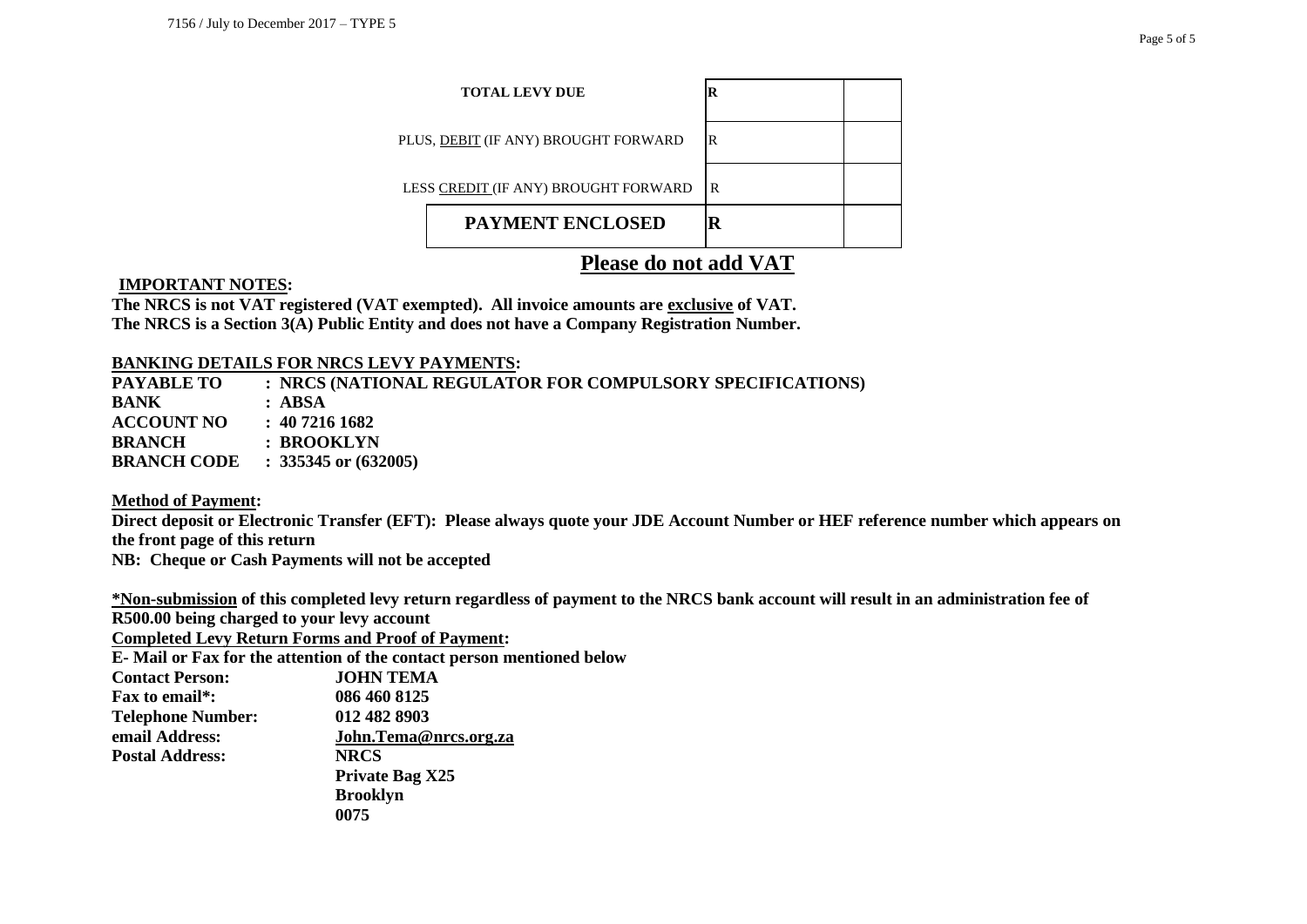| | | |
|---|---|---|
| **TOTAL LEVY DUE** | **R** | |
| PLUS, DEBIT (IF ANY) BROUGHT FORWARD | R | |
| LESS CREDIT (IF ANY) BROUGHT FORWARD | R | |
| **PAYMENT ENCLOSED** | **R** | |

## Please do not add VAT

**IMPORTANT NOTES:**

**The NRCS is not VAT registered (VAT exempted). All invoice amounts are exclusive of VAT.**
**The NRCS is a Section 3(A) Public Entity and does not have a Company Registration Number.**

**BANKING DETAILS FOR NRCS LEVY PAYMENTS:**

**PAYABLE TO : NRCS (NATIONAL REGULATOR FOR COMPULSORY SPECIFICATIONS)**
**BANK : ABSA**
**ACCOUNT NO : 40 7216 1682**
**BRANCH : BROOKLYN**
**BRANCH CODE : 335345 or (632005)**

**Method of Payment:**

**Direct deposit or Electronic Transfer (EFT): Please always quote your JDE Account Number or HEF reference number which appears on the front page of this return**
**NB: Cheque or Cash Payments will not be accepted**

**\*Non-submission of this completed levy return regardless of payment to the NRCS bank account will result in an administration fee of R500.00 being charged to your levy account**
**Completed Levy Return Forms and Proof of Payment:**
**E- Mail or Fax for the attention of the contact person mentioned below**

**Contact Person: JOHN TEMA**
**Fax to email*: 086 460 8125**
**Telephone Number: 012 482 8903**
**email Address: John.Tema@nrcs.org.za**
**Postal Address: NRCS**
**Private Bag X25**
**Brooklyn**
**0075**